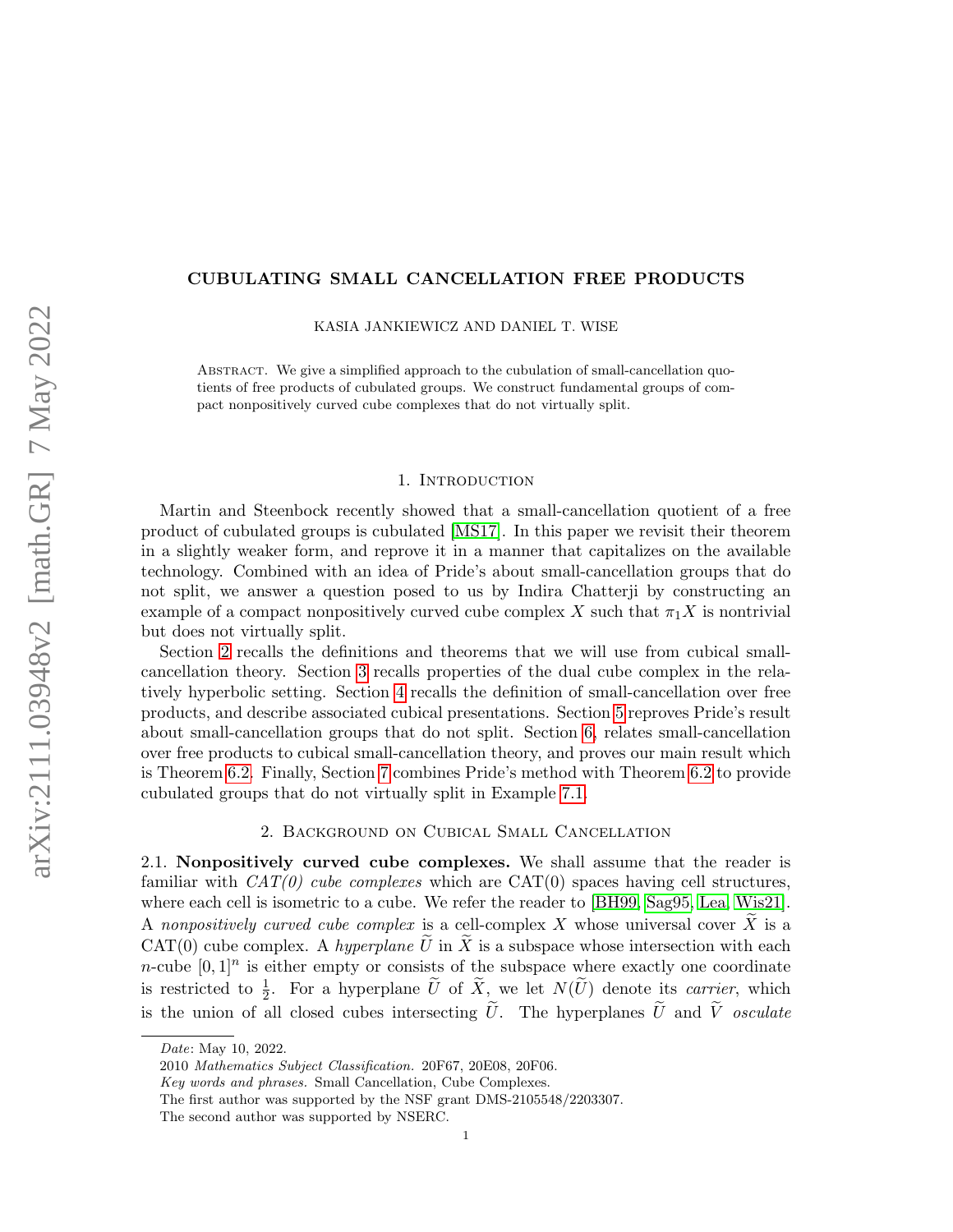# CUBULATING SMALL CANCELLATION FREE PRODUCTS

KASIA JANKIEWICZ AND DANIEL T. WISE

Abstract. We give a simplified approach to the cubulation of small-cancellation quotients of free products of cubulated groups. We construct fundamental groups of compact nonpositively curved cube complexes that do not virtually split.

## 1. Introduction

Martin and Steenbock recently showed that a small-cancellation quotient of a free product of cubulated groups is cubulated [MS17]. In this paper we revisit their theorem in a slightly weaker form, and reprove it in a manner that capitalizes on the available technology. Combined with an idea of Pride's about small-cancellation groups that do not split, we answer a question posed to us by Indira Chatterji by constructing an example of a compact nonpositively curved cube complex $X$ such that $\pi_1 X$ is nontrivial but does not virtually split.

Section 2 recalls the definitions and theorems that we will use from cubical small-cancellation theory. Section 3 recalls properties of the dual cube complex in the relatively hyperbolic setting. Section 4 recalls the definition of small-cancellation over free products, and describe associated cubical presentations. Section 5 reproves Pride's result about small-cancellation groups that do not split. Section 6, relates small-cancellation over free products to cubical small-cancellation theory, and proves our main result which is Theorem 6.2. Finally, Section 7 combines Pride's method with Theorem 6.2 to provide cubulated groups that do not virtually split in Example 7.1.

## 2. Background on Cubical Small Cancellation

2.1. **Nonpositively curved cube complexes.** We shall assume that the reader is familiar with *CAT(0) cube complexes* which are CAT(0) spaces having cell structures, where each cell is isometric to a cube. We refer the reader to [BH99, Sag95, Lea, Wis21]. A *nonpositively curved cube complex* is a cell-complex $X$ whose universal cover $\widetilde{X}$ is a CAT(0) cube complex. A *hyperplane* $\widetilde{U}$ in $\widetilde{X}$ is a subspace whose intersection with each $n$-cube $[0,1]^n$ is either empty or consists of the subspace where exactly one coordinate is restricted to $\frac{1}{2}$. For a hyperplane $\widetilde{U}$ of $\widetilde{X}$, we let $N(\widetilde{U})$ denote its *carrier*, which is the union of all closed cubes intersecting $\widetilde{U}$. The hyperplanes $\widetilde{U}$ and $\widetilde{V}$ *osculate*

*Date*: May 10, 2022.

2010 *Mathematics Subject Classification.* 20F67, 20E08, 20F06.

*Key words and phrases.* Small Cancellation, Cube Complexes.

The first author was supported by the NSF grant DMS-2105548/2203307.

The second author was supported by NSERC.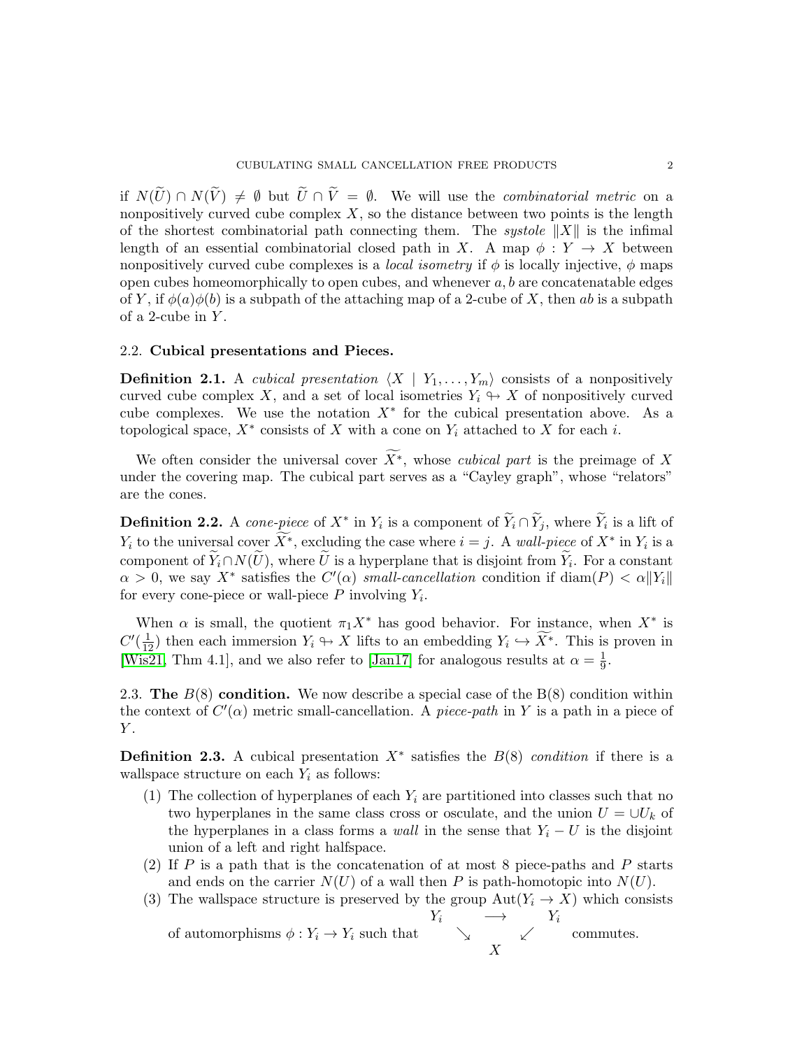if $N(\widetilde{U}) \cap N(\widetilde{V}) \neq \emptyset$ but $\widetilde{U} \cap \widetilde{V} = \emptyset$. We will use the *combinatorial metric* on a nonpositively curved cube complex $X$, so the distance between two points is the length of the shortest combinatorial path connecting them. The *systole* $\|X\|$ is the infimal length of an essential combinatorial closed path in $X$. A map $\phi : Y \to X$ between nonpositively curved cube complexes is a *local isometry* if $\phi$ is locally injective, $\phi$ maps open cubes homeomorphically to open cubes, and whenever $a, b$ are concatenatable edges of $Y$, if $\phi(a)\phi(b)$ is a subpath of the attaching map of a 2-cube of $X$, then $ab$ is a subpath of a 2-cube in $Y$.

### 2.2. Cubical presentations and Pieces.

**Definition 2.1.** A *cubical presentation* $\langle X \mid Y_1, \ldots, Y_m \rangle$ consists of a nonpositively curved cube complex $X$, and a set of local isometries $Y_i \looparrowright X$ of nonpositively curved cube complexes. We use the notation $X^*$ for the cubical presentation above. As a topological space, $X^*$ consists of $X$ with a cone on $Y_i$ attached to $X$ for each $i$.

We often consider the universal cover $\widetilde{X^*}$, whose *cubical part* is the preimage of $X$ under the covering map. The cubical part serves as a "Cayley graph", whose "relators" are the cones.

**Definition 2.2.** A *cone-piece* of $X^*$ in $Y_i$ is a component of $\widetilde{Y}_i \cap \widetilde{Y}_j$, where $\widetilde{Y}_i$ is a lift of $Y_i$ to the universal cover $\widetilde{X^*}$, excluding the case where $i = j$. A *wall-piece* of $X^*$ in $Y_i$ is a component of $\widetilde{Y}_i \cap N(\widetilde{U})$, where $\widetilde{U}$ is a hyperplane that is disjoint from $\widetilde{Y}_i$. For a constant $\alpha > 0$, we say $X^*$ satisfies the $C'(\alpha)$ *small-cancellation* condition if $\operatorname{diam}(P) < \alpha\|Y_i\|$ for every cone-piece or wall-piece $P$ involving $Y_i$.

When $\alpha$ is small, the quotient $\pi_1 X^*$ has good behavior. For instance, when $X^*$ is $C'(\frac{1}{12})$ then each immersion $Y_i \looparrowright X$ lifts to an embedding $Y_i \hookrightarrow \widetilde{X^*}$. This is proven in [Wis21, Thm 4.1], and we also refer to [Jan17] for analogous results at $\alpha = \frac{1}{9}$.

### 2.3. The $B(8)$ condition.

We now describe a special case of the B(8) condition within the context of $C'(\alpha)$ metric small-cancellation. A *piece-path* in $Y$ is a path in a piece of $Y$.

**Definition 2.3.** A cubical presentation $X^*$ satisfies the $B(8)$ *condition* if there is a wallspace structure on each $Y_i$ as follows:

1. The collection of hyperplanes of each $Y_i$ are partitioned into classes such that no two hyperplanes in the same class cross or osculate, and the union $U = \cup U_k$ of the hyperplanes in a class forms a *wall* in the sense that $Y_i - U$ is the disjoint union of a left and right halfspace.
2. If $P$ is a path that is the concatenation of at most 8 piece-paths and $P$ starts and ends on the carrier $N(U)$ of a wall then $P$ is path-homotopic into $N(U)$.
3. The wallspace structure is preserved by the group $\operatorname{Aut}(Y_i \to X)$ which consists of automorphisms $\phi : Y_i \to Y_i$ such that $\begin{array}{ccc} Y_i & \longrightarrow & Y_i \\ & \searrow \quad \swarrow & \\ & X & \end{array}$ commutes.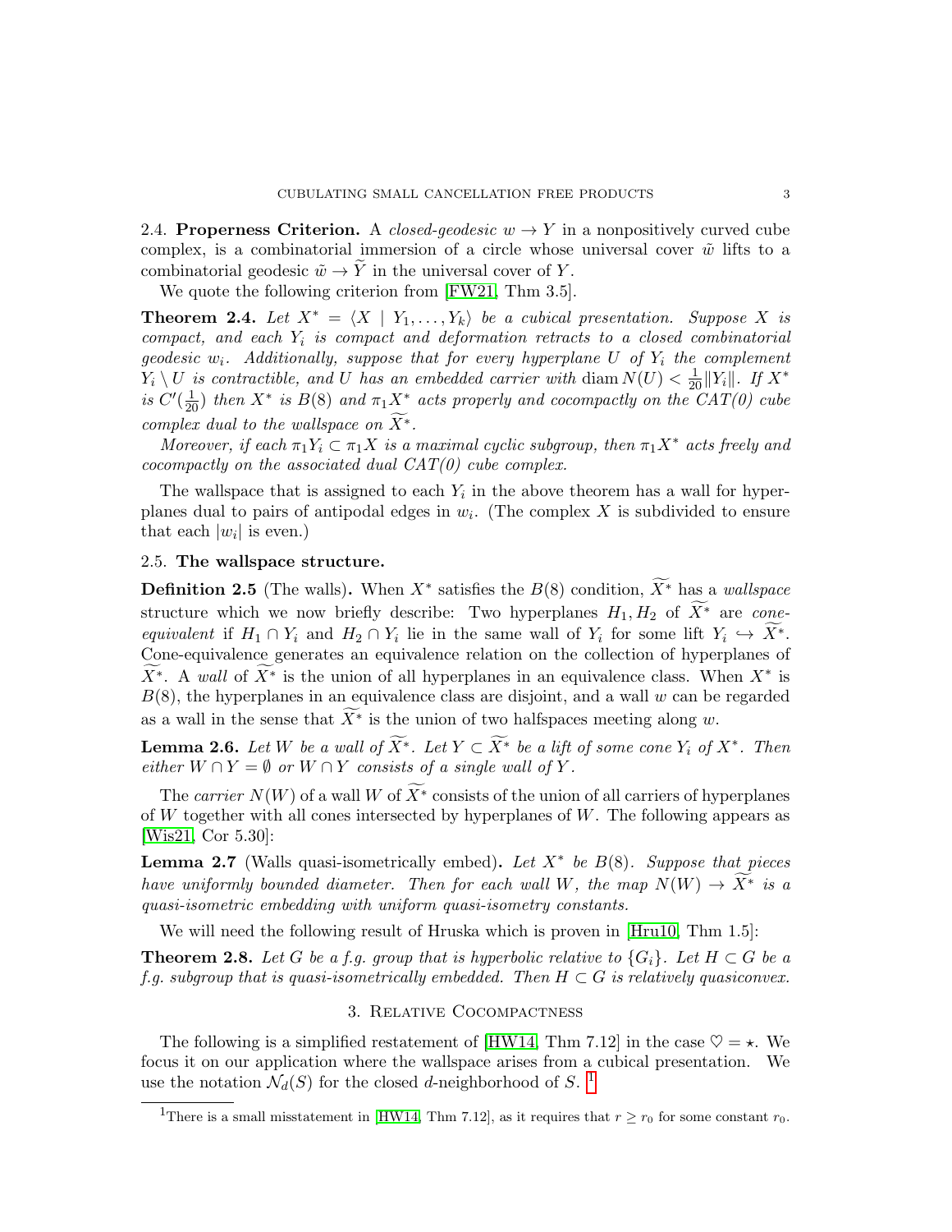## 2.4. Properness Criterion.

**2.4. Properness Criterion.** A *closed-geodesic* $w \to Y$ in a nonpositively curved cube complex, is a combinatorial immersion of a circle whose universal cover $\tilde{w}$ lifts to a combinatorial geodesic $\tilde{w} \to \widetilde{Y}$ in the universal cover of $Y$.

We quote the following criterion from [FW21, Thm 3.5].

**Theorem 2.4.** *Let $X^* = \langle X \mid Y_1, \ldots, Y_k \rangle$ be a cubical presentation. Suppose $X$ is compact, and each $Y_i$ is compact and deformation retracts to a closed combinatorial geodesic $w_i$. Additionally, suppose that for every hyperplane $U$ of $Y_i$ the complement $Y_i \setminus U$ is contractible, and $U$ has an embedded carrier with $\operatorname{diam} N(U) < \frac{1}{20}\|Y_i\|$. If $X^*$ is $C'(\frac{1}{20})$ then $X^*$ is $B(8)$ and $\pi_1 X^*$ acts properly and cocompactly on the CAT(0) cube complex dual to the wallspace on $\widetilde{X^*}$.*

*Moreover, if each $\pi_1 Y_i \subset \pi_1 X$ is a maximal cyclic subgroup, then $\pi_1 X^*$ acts freely and cocompactly on the associated dual CAT(0) cube complex.*

The wallspace that is assigned to each $Y_i$ in the above theorem has a wall for hyperplanes dual to pairs of antipodal edges in $w_i$. (The complex $X$ is subdivided to ensure that each $|w_i|$ is even.)

## 2.5. The wallspace structure.

**Definition 2.5** (The walls)**.** When $X^*$ satisfies the $B(8)$ condition, $\widetilde{X^*}$ has a *wallspace* structure which we now briefly describe: Two hyperplanes $H_1, H_2$ of $\widetilde{X^*}$ are *cone-equivalent* if $H_1 \cap Y_i$ and $H_2 \cap Y_i$ lie in the same wall of $Y_i$ for some lift $Y_i \hookrightarrow \widetilde{X^*}$. Cone-equivalence generates an equivalence relation on the collection of hyperplanes of $\widetilde{X^*}$. A *wall* of $\widetilde{X^*}$ is the union of all hyperplanes in an equivalence class. When $X^*$ is $B(8)$, the hyperplanes in an equivalence class are disjoint, and a wall $w$ can be regarded as a wall in the sense that $\widetilde{X^*}$ is the union of two halfspaces meeting along $w$.

**Lemma 2.6.** *Let $W$ be a wall of $\widetilde{X^*}$. Let $Y \subset \widetilde{X^*}$ be a lift of some cone $Y_i$ of $X^*$. Then either $W \cap Y = \emptyset$ or $W \cap Y$ consists of a single wall of $Y$.*

The *carrier* $N(W)$ of a wall $W$ of $\widetilde{X^*}$ consists of the union of all carriers of hyperplanes of $W$ together with all cones intersected by hyperplanes of $W$. The following appears as [Wis21, Cor 5.30]:

**Lemma 2.7** (Walls quasi-isometrically embed)**.** *Let $X^*$ be $B(8)$. Suppose that pieces have uniformly bounded diameter. Then for each wall $W$, the map $N(W) \to \widetilde{X^*}$ is a quasi-isometric embedding with uniform quasi-isometry constants.*

We will need the following result of Hruska which is proven in [Hru10, Thm 1.5]:

**Theorem 2.8.** *Let $G$ be a f.g. group that is hyperbolic relative to $\{G_i\}$. Let $H \subset G$ be a f.g. subgroup that is quasi-isometrically embedded. Then $H \subset G$ is relatively quasiconvex.*

# 3. Relative Cocompactness

The following is a simplified restatement of [HW14, Thm 7.12] in the case $\heartsuit = \star$. We focus it on our application where the wallspace arises from a cubical presentation. We use the notation $\mathcal{N}_d(S)$ for the closed $d$-neighborhood of $S$. [1]

[1] There is a small misstatement in [HW14, Thm 7.12], as it requires that $r \geq r_0$ for some constant $r_0$.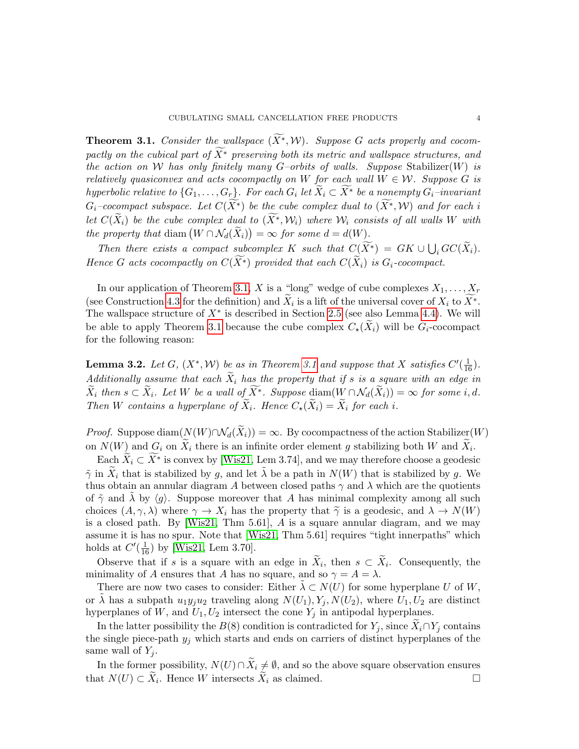**Theorem 3.1.** *Consider the wallspace $(\widetilde{X}^*, \mathcal{W})$. Suppose $G$ acts properly and cocompactly on the cubical part of $\widetilde{X}^*$ preserving both its metric and wallspace structures, and the action on $\mathcal{W}$ has only finitely many $G$–orbits of walls. Suppose* Stabilizer$(W)$ *is relatively quasiconvex and acts cocompactly on $W$ for each wall $W \in \mathcal{W}$. Suppose $G$ is hyperbolic relative to $\{G_1, \ldots, G_r\}$. For each $G_i$ let $\widetilde{X}_i \subset \widetilde{X}^*$ be a nonempty $G_i$–invariant $G_i$–cocompact subspace. Let $C(\widetilde{X}^*)$ be the cube complex dual to $(\widetilde{X}^*, \mathcal{W})$ and for each $i$ let $C(\widetilde{X}_i)$ be the cube complex dual to $(\widetilde{X}^*, \mathcal{W}_i)$ where $\mathcal{W}_i$ consists of all walls $W$ with the property that* $\operatorname{diam}\big(W \cap \mathcal{N}_d(\widetilde{X}_i)\big) = \infty$ *for some $d = d(W)$.*

*Then there exists a compact subcomplex $K$ such that $C(\widetilde{X}^*) = GK \cup \bigcup_i GC(\widetilde{X}_i)$. Hence $G$ acts cocompactly on $C(\widetilde{X}^*)$ provided that each $C(\widetilde{X}_i)$ is $G_i$-cocompact.*

In our application of Theorem 3.1, $X$ is a "long" wedge of cube complexes $X_1, \ldots, X_r$ (see Construction 4.3 for the definition) and $\widetilde{X}_i$ is a lift of the universal cover of $X_i$ to $\widetilde{X}^*$. The wallspace structure of $X^*$ is described in Section 2.5 (see also Lemma 4.4). We will be able to apply Theorem 3.1 because the cube complex $C_\star(\widetilde{X}_i)$ will be $G_i$-cocompact for the following reason:

**Lemma 3.2.** *Let $G$, $(X^*, \mathcal{W})$ be as in Theorem 3.1 and suppose that $X$ satisfies $C'(\frac{1}{16})$. Additionally assume that each $\widetilde{X}_i$ has the property that if $s$ is a square with an edge in $\widetilde{X}_i$ then $s \subset \widetilde{X}_i$. Let $W$ be a wall of $\widetilde{X}^*$. Suppose* $\operatorname{diam}(W \cap \mathcal{N}_d(\widetilde{X}_i)) = \infty$ *for some $i, d$. Then $W$ contains a hyperplane of $\widetilde{X}_i$. Hence $C_\star(\widetilde{X}_i) = \widetilde{X}_i$ for each $i$.*

*Proof.* Suppose $\operatorname{diam}(N(W) \cap \mathcal{N}_d(\widetilde{X}_i)) = \infty$. By cocompactness of the action Stabilizer$(W)$ on $N(W)$ and $G_i$ on $\widetilde{X}_i$ there is an infinite order element $g$ stabilizing both $W$ and $\widetilde{X}_i$.

Each $\widetilde{X}_i \subset \widetilde{X}^*$ is convex by [Wis21, Lem 3.74], and we may therefore choose a geodesic $\tilde{\gamma}$ in $\widetilde{X}_i$ that is stabilized by $g$, and let $\tilde{\lambda}$ be a path in $N(W)$ that is stabilized by $g$. We thus obtain an annular diagram $A$ between closed paths $\gamma$ and $\lambda$ which are the quotients of $\tilde{\gamma}$ and $\tilde{\lambda}$ by $\langle g \rangle$. Suppose moreover that $A$ has minimal complexity among all such choices $(A, \gamma, \lambda)$ where $\gamma \to X_i$ has the property that $\widetilde{\gamma}$ is a geodesic, and $\lambda \to N(W)$ is a closed path. By [Wis21, Thm 5.61], $A$ is a square annular diagram, and we may assume it is has no spur. Note that [Wis21, Thm 5.61] requires "tight innerpaths" which holds at $C'(\frac{1}{16})$ by [Wis21, Lem 3.70].

Observe that if $s$ is a square with an edge in $\widetilde{X}_i$, then $s \subset \widetilde{X}_i$. Consequently, the minimality of $A$ ensures that $A$ has no square, and so $\gamma = A = \lambda$.

There are now two cases to consider: Either $\tilde{\lambda} \subset N(U)$ for some hyperplane $U$ of $W$, or $\tilde{\lambda}$ has a subpath $u_1 y_j u_2$ traveling along $N(U_1), Y_j, N(U_2)$, where $U_1, U_2$ are distinct hyperplanes of $W$, and $U_1, U_2$ intersect the cone $Y_j$ in antipodal hyperplanes.

In the latter possibility the $B(8)$ condition is contradicted for $Y_j$, since $\widetilde{X}_i \cap Y_j$ contains the single piece-path $y_j$ which starts and ends on carriers of distinct hyperplanes of the same wall of $Y_j$.

In the former possibility, $N(U) \cap \widetilde{X}_i \neq \emptyset$, and so the above square observation ensures that $N(U) \subset \widetilde{X}_i$. Hence $W$ intersects $\widetilde{X}_i$ as claimed. $\square$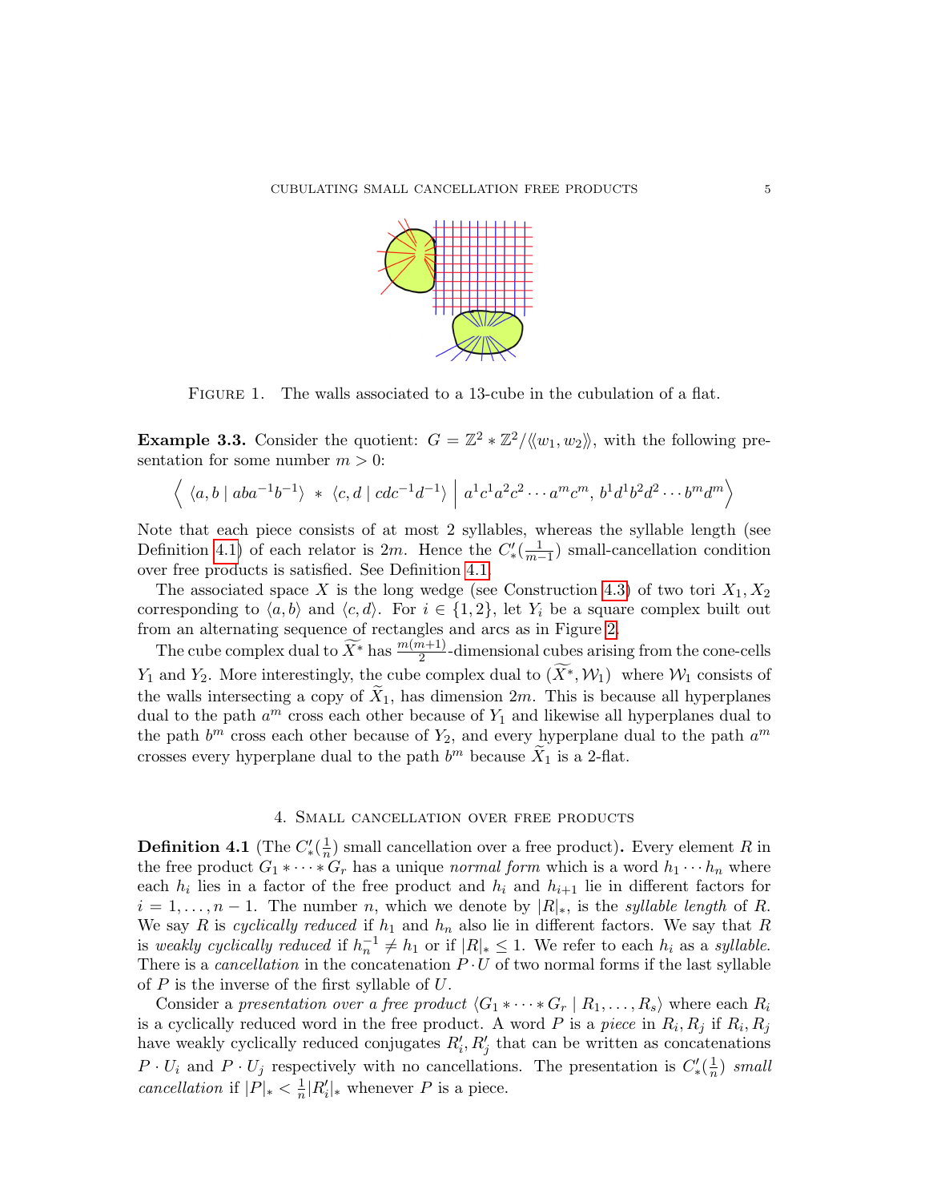Figure 1. The walls associated to a 13-cube in the cubulation of a flat.

**Example 3.3.** Consider the quotient: $G = \mathbb{Z}^2 * \mathbb{Z}^2/\langle\langle w_1, w_2\rangle\rangle$, with the following presentation for some number $m > 0$:

$$\Big\langle\ \langle a, b \mid aba^{-1}b^{-1}\rangle\ *\ \langle c, d \mid cdc^{-1}d^{-1}\rangle\ \Big|\ a^1c^1a^2c^2\cdots a^mc^m,\ b^1d^1b^2d^2\cdots b^md^m \Big\rangle$$

Note that each piece consists of at most 2 syllables, whereas the syllable length (see Definition 4.1) of each relator is $2m$. Hence the $C'_*(\frac{1}{m-1})$ small-cancellation condition over free products is satisfied. See Definition 4.1.

The associated space $X$ is the long wedge (see Construction 4.3) of two tori $X_1, X_2$ corresponding to $\langle a, b\rangle$ and $\langle c, d\rangle$. For $i \in \{1, 2\}$, let $Y_i$ be a square complex built out from an alternating sequence of rectangles and arcs as in Figure 2.

The cube complex dual to $\widetilde{X}^*$ has $\frac{m(m+1)}{2}$-dimensional cubes arising from the cone-cells $Y_1$ and $Y_2$. More interestingly, the cube complex dual to $(\widetilde{X}^*, \mathcal{W}_1)$ where $\mathcal{W}_1$ consists of the walls intersecting a copy of $\widetilde{X}_1$, has dimension $2m$. This is because all hyperplanes dual to the path $a^m$ cross each other because of $Y_1$ and likewise all hyperplanes dual to the path $b^m$ cross each other because of $Y_2$, and every hyperplane dual to the path $a^m$ crosses every hyperplane dual to the path $b^m$ because $\widetilde{X}_1$ is a 2-flat.

## 4. Small cancellation over free products

**Definition 4.1** (The $C'_*(\frac{1}{n})$ small cancellation over a free product)**.** Every element $R$ in the free product $G_1 * \cdots * G_r$ has a unique *normal form* which is a word $h_1 \cdots h_n$ where each $h_i$ lies in a factor of the free product and $h_i$ and $h_{i+1}$ lie in different factors for $i = 1, \ldots, n-1$. The number $n$, which we denote by $|R|_*$, is the *syllable length* of $R$. We say $R$ is *cyclically reduced* if $h_1$ and $h_n$ also lie in different factors. We say that $R$ is *weakly cyclically reduced* if $h_n^{-1} \neq h_1$ or if $|R|_* \leq 1$. We refer to each $h_i$ as a *syllable*. There is a *cancellation* in the concatenation $P \cdot U$ of two normal forms if the last syllable of $P$ is the inverse of the first syllable of $U$.

Consider a *presentation over a free product* $\langle G_1 * \cdots * G_r \mid R_1, \ldots, R_s\rangle$ where each $R_i$ is a cyclically reduced word in the free product. A word $P$ is a *piece* in $R_i, R_j$ if $R_i, R_j$ have weakly cyclically reduced conjugates $R'_i, R'_j$ that can be written as concatenations $P \cdot U_i$ and $P \cdot U_j$ respectively with no cancellations. The presentation is $C'_*(\frac{1}{n})$ *small cancellation* if $|P|_* < \frac{1}{n}|R'_i|_*$ whenever $P$ is a piece.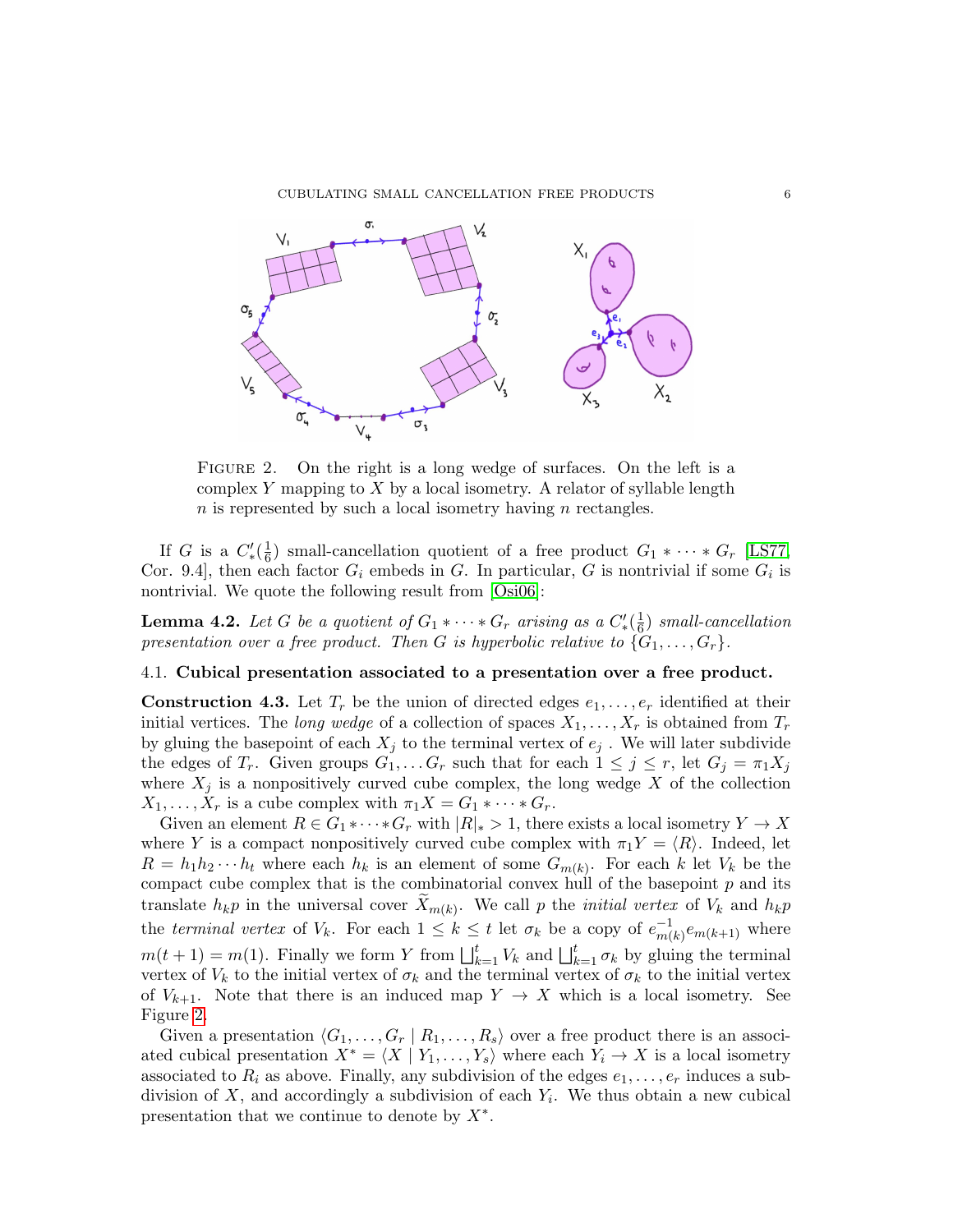FIGURE 2. On the right is a long wedge of surfaces. On the left is a complex $Y$ mapping to $X$ by a local isometry. A relator of syllable length $n$ is represented by such a local isometry having $n$ rectangles.

If $G$ is a $C'_*(\frac{1}{6})$ small-cancellation quotient of a free product $G_1 * \cdots * G_r$ [LS77, Cor. 9.4], then each factor $G_i$ embeds in $G$. In particular, $G$ is nontrivial if some $G_i$ is nontrivial. We quote the following result from [Osi06]:

**Lemma 4.2.** *Let $G$ be a quotient of $G_1 * \cdots * G_r$ arising as a $C'_*(\frac{1}{6})$ small-cancellation presentation over a free product. Then $G$ is hyperbolic relative to $\{G_1, \ldots, G_r\}$.*

### 4.1. Cubical presentation associated to a presentation over a free product.

**Construction 4.3.** Let $T_r$ be the union of directed edges $e_1, \ldots, e_r$ identified at their initial vertices. The *long wedge* of a collection of spaces $X_1, \ldots, X_r$ is obtained from $T_r$ by gluing the basepoint of each $X_j$ to the terminal vertex of $e_j$ . We will later subdivide the edges of $T_r$. Given groups $G_1, \ldots G_r$ such that for each $1 \leq j \leq r$, let $G_j = \pi_1 X_j$ where $X_j$ is a nonpositively curved cube complex, the long wedge $X$ of the collection $X_1, \ldots, X_r$ is a cube complex with $\pi_1 X = G_1 * \cdots * G_r$.

Given an element $R \in G_1 * \cdots * G_r$ with $|R|_* > 1$, there exists a local isometry $Y \to X$ where $Y$ is a compact nonpositively curved cube complex with $\pi_1 Y = \langle R \rangle$. Indeed, let $R = h_1 h_2 \cdots h_t$ where each $h_k$ is an element of some $G_{m(k)}$. For each $k$ let $V_k$ be the compact cube complex that is the combinatorial convex hull of the basepoint $p$ and its translate $h_k p$ in the universal cover $\widetilde{X}_{m(k)}$. We call $p$ the *initial vertex* of $V_k$ and $h_k p$ the *terminal vertex* of $V_k$. For each $1 \leq k \leq t$ let $\sigma_k$ be a copy of $e^{-1}_{m(k)} e_{m(k+1)}$ where $m(t+1) = m(1)$. Finally we form $Y$ from $\bigsqcup_{k=1}^t V_k$ and $\bigsqcup_{k=1}^t \sigma_k$ by gluing the terminal vertex of $V_k$ to the initial vertex of $\sigma_k$ and the terminal vertex of $\sigma_k$ to the initial vertex of $V_{k+1}$. Note that there is an induced map $Y \to X$ which is a local isometry. See Figure 2.

Given a presentation $\langle G_1, \ldots, G_r \mid R_1, \ldots, R_s \rangle$ over a free product there is an associated cubical presentation $X^* = \langle X \mid Y_1, \ldots, Y_s \rangle$ where each $Y_i \to X$ is a local isometry associated to $R_i$ as above. Finally, any subdivision of the edges $e_1, \ldots, e_r$ induces a subdivision of $X$, and accordingly a subdivision of each $Y_i$. We thus obtain a new cubical presentation that we continue to denote by $X^*$.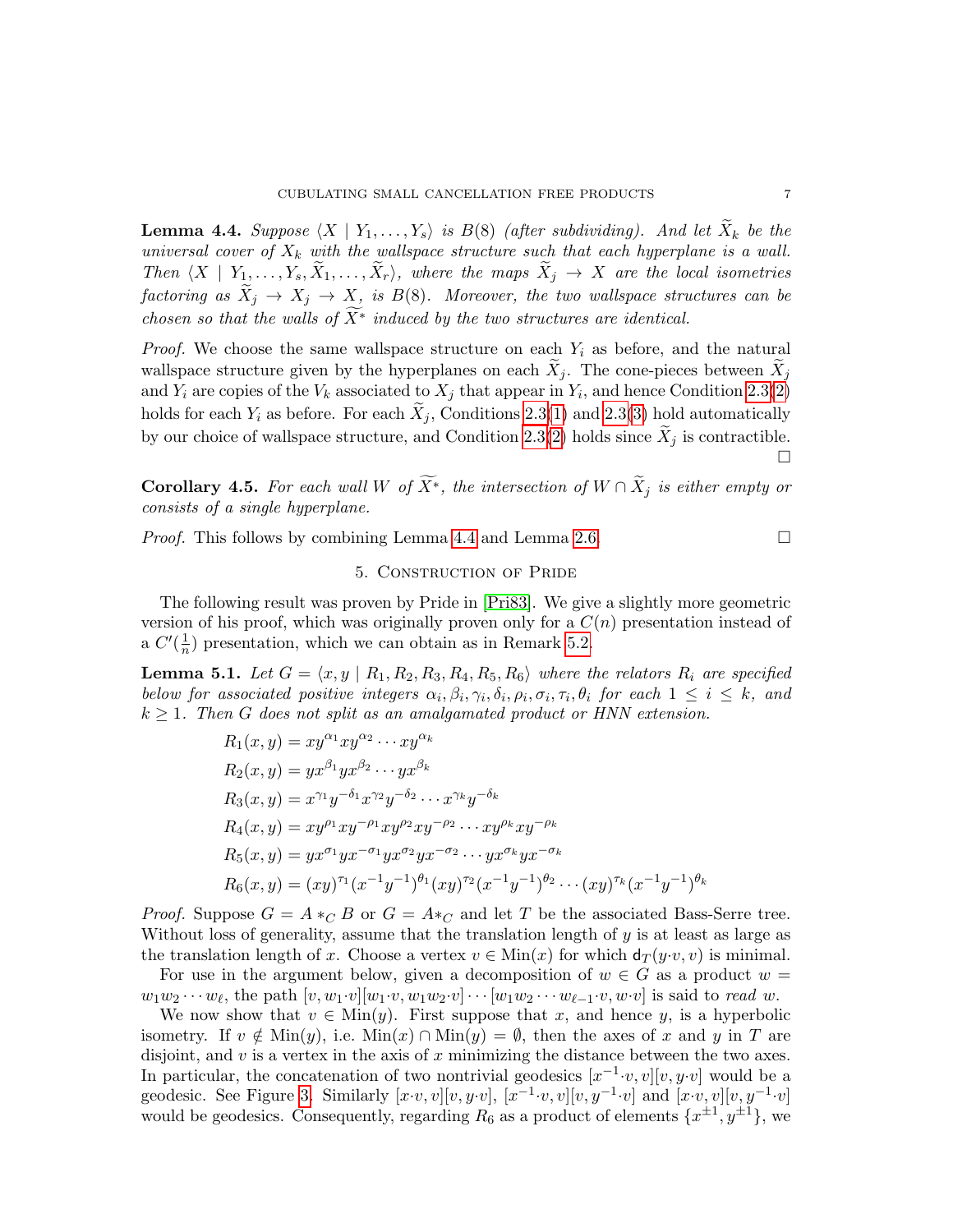**Lemma 4.4.** *Suppose $\langle X \mid Y_1, \ldots, Y_s\rangle$ is $B(8)$ (after subdividing). And let $\widetilde{X}_k$ be the universal cover of $X_k$ with the wallspace structure such that each hyperplane is a wall. Then $\langle X \mid Y_1, \ldots, Y_s, \widetilde{X}_1, \ldots, \widetilde{X}_r\rangle$, where the maps $\widetilde{X}_j \to X$ are the local isometries factoring as $\widetilde{X}_j \to X_j \to X$, is $B(8)$. Moreover, the two wallspace structures can be chosen so that the walls of $\widetilde{X^*}$ induced by the two structures are identical.*

*Proof.* We choose the same wallspace structure on each $Y_i$ as before, and the natural wallspace structure given by the hyperplanes on each $\widetilde{X}_j$. The cone-pieces between $\widetilde{X}_j$ and $Y_i$ are copies of the $V_k$ associated to $X_j$ that appear in $Y_i$, and hence Condition 2.3(2) holds for each $Y_i$ as before. For each $\widetilde{X}_j$, Conditions 2.3(1) and 2.3(3) hold automatically by our choice of wallspace structure, and Condition 2.3(2) holds since $\widetilde{X}_j$ is contractible. □

**Corollary 4.5.** *For each wall $W$ of $\widetilde{X^*}$, the intersection of $W \cap \widetilde{X}_j$ is either empty or consists of a single hyperplane.*

*Proof.* This follows by combining Lemma 4.4 and Lemma 2.6. □

## 5. Construction of Pride

The following result was proven by Pride in [Pri83]. We give a slightly more geometric version of his proof, which was originally proven only for a $C(n)$ presentation instead of a $C'(\frac{1}{n})$ presentation, which we can obtain as in Remark 5.2.

**Lemma 5.1.** *Let $G = \langle x, y \mid R_1, R_2, R_3, R_4, R_5, R_6\rangle$ where the relators $R_i$ are specified below for associated positive integers $\alpha_i, \beta_i, \gamma_i, \delta_i, \rho_i, \sigma_i, \tau_i, \theta_i$ for each $1 \leq i \leq k$, and $k \geq 1$. Then $G$ does not split as an amalgamated product or HNN extension.*

$$R_1(x,y) = xy^{\alpha_1}xy^{\alpha_2}\cdots xy^{\alpha_k}$$
$$R_2(x,y) = yx^{\beta_1}yx^{\beta_2}\cdots yx^{\beta_k}$$
$$R_3(x,y) = x^{\gamma_1}y^{-\delta_1}x^{\gamma_2}y^{-\delta_2}\cdots x^{\gamma_k}y^{-\delta_k}$$
$$R_4(x,y) = xy^{\rho_1}xy^{-\rho_1}xy^{\rho_2}xy^{-\rho_2}\cdots xy^{\rho_k}xy^{-\rho_k}$$
$$R_5(x,y) = yx^{\sigma_1}yx^{-\sigma_1}yx^{\sigma_2}yx^{-\sigma_2}\cdots yx^{\sigma_k}yx^{-\sigma_k}$$
$$R_6(x,y) = (xy)^{\tau_1}(x^{-1}y^{-1})^{\theta_1}(xy)^{\tau_2}(x^{-1}y^{-1})^{\theta_2}\cdots(xy)^{\tau_k}(x^{-1}y^{-1})^{\theta_k}$$

*Proof.* Suppose $G = A *_C B$ or $G = A*_C$ and let $T$ be the associated Bass-Serre tree. Without loss of generality, assume that the translation length of $y$ is at least as large as the translation length of $x$. Choose a vertex $v \in \mathrm{Min}(x)$ for which $\mathsf{d}_T(y{\cdot}v, v)$ is minimal.

For use in the argument below, given a decomposition of $w \in G$ as a product $w = w_1w_2\cdots w_\ell$, the path $[v, w_1{\cdot}v][w_1{\cdot}v, w_1w_2{\cdot}v]\cdots[w_1w_2\cdots w_{\ell-1}{\cdot}v, w{\cdot}v]$ is said to *read* $w$.

We now show that $v \in \mathrm{Min}(y)$. First suppose that $x$, and hence $y$, is a hyperbolic isometry. If $v \notin \mathrm{Min}(y)$, i.e. $\mathrm{Min}(x) \cap \mathrm{Min}(y) = \emptyset$, then the axes of $x$ and $y$ in $T$ are disjoint, and $v$ is a vertex in the axis of $x$ minimizing the distance between the two axes. In particular, the concatenation of two nontrivial geodesics $[x^{-1}{\cdot}v, v][v, y{\cdot}v]$ would be a geodesic. See Figure 3. Similarly $[x{\cdot}v, v][v, y{\cdot}v]$, $[x^{-1}{\cdot}v, v][v, y^{-1}{\cdot}v]$ and $[x{\cdot}v, v][v, y^{-1}{\cdot}v]$ would be geodesics. Consequently, regarding $R_6$ as a product of elements $\{x^{\pm1}, y^{\pm1}\}$, we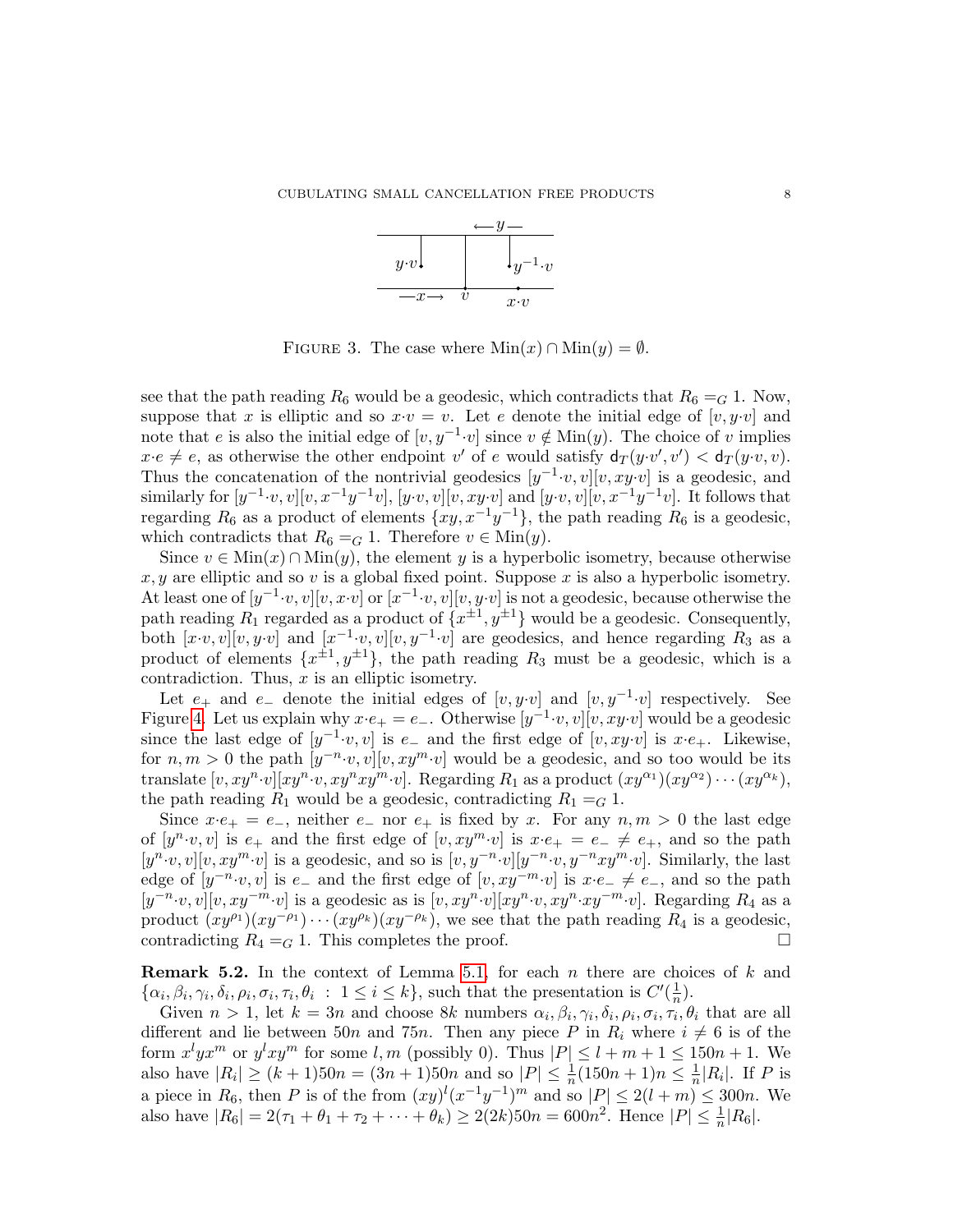FIGURE 3. The case where $\mathrm{Min}(x) \cap \mathrm{Min}(y) = \emptyset$.

see that the path reading $R_6$ would be a geodesic, which contradicts that $R_6 =_G 1$. Now, suppose that $x$ is elliptic and so $x{\cdot}v = v$. Let $e$ denote the initial edge of $[v, y{\cdot}v]$ and note that $e$ is also the initial edge of $[v, y^{-1}{\cdot}v]$ since $v \notin \mathrm{Min}(y)$. The choice of $v$ implies $x{\cdot}e \neq e$, as otherwise the other endpoint $v'$ of $e$ would satisfy $\mathsf{d}_T(y{\cdot}v', v') < \mathsf{d}_T(y{\cdot}v, v)$. Thus the concatenation of the nontrivial geodesics $[y^{-1}{\cdot}v, v][v, xy{\cdot}v]$ is a geodesic, and similarly for $[y^{-1}{\cdot}v, v][v, x^{-1}y^{-1}v]$, $[y{\cdot}v, v][v, xy{\cdot}v]$ and $[y{\cdot}v, v][v, x^{-1}y^{-1}v]$. It follows that regarding $R_6$ as a product of elements $\{xy, x^{-1}y^{-1}\}$, the path reading $R_6$ is a geodesic, which contradicts that $R_6 =_G 1$. Therefore $v \in \mathrm{Min}(y)$.

Since $v \in \mathrm{Min}(x) \cap \mathrm{Min}(y)$, the element $y$ is a hyperbolic isometry, because otherwise $x, y$ are elliptic and so $v$ is a global fixed point. Suppose $x$ is also a hyperbolic isometry. At least one of $[y^{-1}{\cdot}v, v][v, x{\cdot}v]$ or $[x^{-1}{\cdot}v, v][v, y{\cdot}v]$ is not a geodesic, because otherwise the path reading $R_1$ regarded as a product of $\{x^{\pm 1}, y^{\pm 1}\}$ would be a geodesic. Consequently, both $[x{\cdot}v, v][v, y{\cdot}v]$ and $[x^{-1}{\cdot}v, v][v, y^{-1}{\cdot}v]$ are geodesics, and hence regarding $R_3$ as a product of elements $\{x^{\pm 1}, y^{\pm 1}\}$, the path reading $R_3$ must be a geodesic, which is a contradiction. Thus, $x$ is an elliptic isometry.

Let $e_+$ and $e_-$ denote the initial edges of $[v, y{\cdot}v]$ and $[v, y^{-1}{\cdot}v]$ respectively. See Figure 4. Let us explain why $x{\cdot}e_+ = e_-$. Otherwise $[y^{-1}{\cdot}v, v][v, xy{\cdot}v]$ would be a geodesic since the last edge of $[y^{-1}{\cdot}v, v]$ is $e_-$ and the first edge of $[v, xy{\cdot}v]$ is $x{\cdot}e_+$. Likewise, for $n, m > 0$ the path $[y^{-n}{\cdot}v, v][v, xy^m{\cdot}v]$ would be a geodesic, and so too would be its translate $[v, xy^n{\cdot}v][xy^n{\cdot}v, xy^nxy^m{\cdot}v]$. Regarding $R_1$ as a product $(xy^{\alpha_1})(xy^{\alpha_2})\cdots(xy^{\alpha_k})$, the path reading $R_1$ would be a geodesic, contradicting $R_1 =_G 1$.

Since $x{\cdot}e_+ = e_-$, neither $e_-$ nor $e_+$ is fixed by $x$. For any $n, m > 0$ the last edge of $[y^n{\cdot}v, v]$ is $e_+$ and the first edge of $[v, xy^m{\cdot}v]$ is $x{\cdot}e_+ = e_- \neq e_+$, and so the path $[y^n{\cdot}v, v][v, xy^m{\cdot}v]$ is a geodesic, and so is $[v, y^{-n}{\cdot}v][y^{-n}{\cdot}v, y^{-n}xy^m{\cdot}v]$. Similarly, the last edge of $[y^{-n}{\cdot}v, v]$ is $e_-$ and the first edge of $[v, xy^{-m}{\cdot}v]$ is $x{\cdot}e_- \neq e_-$, and so the path $[y^{-n}{\cdot}v, v][v, xy^{-m}{\cdot}v]$ is a geodesic as is $[v, xy^n{\cdot}v][xy^n{\cdot}v, xy^n{\cdot}xy^{-m}{\cdot}v]$. Regarding $R_4$ as a product $(xy^{\rho_1})(xy^{-\rho_1})\cdots(xy^{\rho_k})(xy^{-\rho_k})$, we see that the path reading $R_4$ is a geodesic, contradicting $R_4 =_G 1$. This completes the proof. $\square$

**Remark 5.2.** In the context of Lemma 5.1, for each $n$ there are choices of $k$ and $\{\alpha_i, \beta_i, \gamma_i, \delta_i, \rho_i, \sigma_i, \tau_i, \theta_i \ : \ 1 \leq i \leq k\}$, such that the presentation is $C'(\frac{1}{n})$.

Given $n > 1$, let $k = 3n$ and choose $8k$ numbers $\alpha_i, \beta_i, \gamma_i, \delta_i, \rho_i, \sigma_i, \tau_i, \theta_i$ that are all different and lie between $50n$ and $75n$. Then any piece $P$ in $R_i$ where $i \neq 6$ is of the form $x^lyx^m$ or $y^lxy^m$ for some $l, m$ (possibly 0). Thus $|P| \leq l + m + 1 \leq 150n + 1$. We also have $|R_i| \geq (k+1)50n = (3n+1)50n$ and so $|P| \leq \frac{1}{n}(150n+1)n \leq \frac{1}{n}|R_i|$. If $P$ is a piece in $R_6$, then $P$ is of the from $(xy)^l(x^{-1}y^{-1})^m$ and so $|P| \leq 2(l+m) \leq 300n$. We also have $|R_6| = 2(\tau_1 + \theta_1 + \tau_2 + \cdots + \theta_k) \geq 2(2k)50n = 600n^2$. Hence $|P| \leq \frac{1}{n}|R_6|$.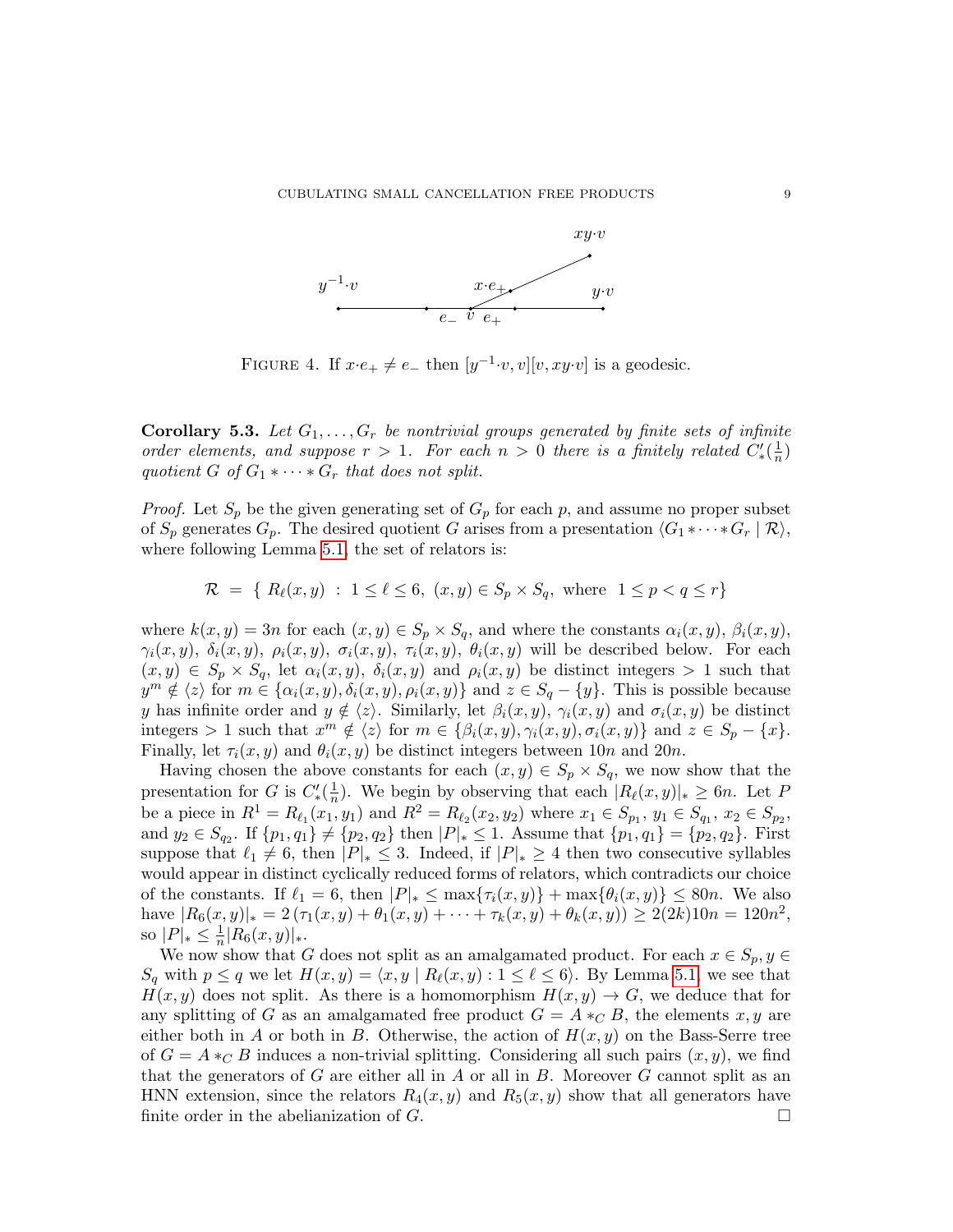FIGURE 4. If $x{\cdot}e_+ \neq e_-$ then $[y^{-1}{\cdot}v, v][v, xy{\cdot}v]$ is a geodesic.

**Corollary 5.3.** *Let $G_1, \ldots, G_r$ be nontrivial groups generated by finite sets of infinite order elements, and suppose $r > 1$. For each $n > 0$ there is a finitely related $C'_*(\frac{1}{n})$ quotient $G$ of $G_1 * \cdots * G_r$ that does not split.*

*Proof.* Let $S_p$ be the given generating set of $G_p$ for each $p$, and assume no proper subset of $S_p$ generates $G_p$. The desired quotient $G$ arises from a presentation $\langle G_1 * \cdots * G_r \mid \mathcal{R} \rangle$, where following Lemma 5.1, the set of relators is:

$$\mathcal{R} \;=\; \{\; R_\ell(x, y) \;:\; 1 \leq \ell \leq 6,\; (x, y) \in S_p \times S_q, \text{ where } \; 1 \leq p < q \leq r \}$$

where $k(x, y) = 3n$ for each $(x, y) \in S_p \times S_q$, and where the constants $\alpha_i(x, y)$, $\beta_i(x, y)$, $\gamma_i(x, y)$, $\delta_i(x, y)$, $\rho_i(x, y)$, $\sigma_i(x, y)$, $\tau_i(x, y)$, $\theta_i(x, y)$ will be described below. For each $(x, y) \in S_p \times S_q$, let $\alpha_i(x, y)$, $\delta_i(x, y)$ and $\rho_i(x, y)$ be distinct integers $> 1$ such that $y^m \notin \langle z \rangle$ for $m \in \{\alpha_i(x, y), \delta_i(x, y), \rho_i(x, y)\}$ and $z \in S_q - \{y\}$. This is possible because $y$ has infinite order and $y \notin \langle z \rangle$. Similarly, let $\beta_i(x, y)$, $\gamma_i(x, y)$ and $\sigma_i(x, y)$ be distinct integers $> 1$ such that $x^m \notin \langle z \rangle$ for $m \in \{\beta_i(x, y), \gamma_i(x, y), \sigma_i(x, y)\}$ and $z \in S_p - \{x\}$. Finally, let $\tau_i(x, y)$ and $\theta_i(x, y)$ be distinct integers between $10n$ and $20n$.

Having chosen the above constants for each $(x, y) \in S_p \times S_q$, we now show that the presentation for $G$ is $C'_*(\frac{1}{n})$. We begin by observing that each $|R_\ell(x, y)|_* \geq 6n$. Let $P$ be a piece in $R^1 = R_{\ell_1}(x_1, y_1)$ and $R^2 = R_{\ell_2}(x_2, y_2)$ where $x_1 \in S_{p_1}$, $y_1 \in S_{q_1}$, $x_2 \in S_{p_2}$, and $y_2 \in S_{q_2}$. If $\{p_1, q_1\} \neq \{p_2, q_2\}$ then $|P|_* \leq 1$. Assume that $\{p_1, q_1\} = \{p_2, q_2\}$. First suppose that $\ell_1 \neq 6$, then $|P|_* \leq 3$. Indeed, if $|P|_* \geq 4$ then two consecutive syllables would appear in distinct cyclically reduced forms of relators, which contradicts our choice of the constants. If $\ell_1 = 6$, then $|P|_* \leq \max\{\tau_i(x, y)\} + \max\{\theta_i(x, y)\} \leq 80n$. We also have $|R_6(x, y)|_* = 2\,(\tau_1(x, y) + \theta_1(x, y) + \cdots + \tau_k(x, y) + \theta_k(x, y)) \geq 2(2k)10n = 120n^2$, so $|P|_* \leq \frac{1}{n}|R_6(x, y)|_*$.

We now show that $G$ does not split as an amalgamated product. For each $x \in S_p, y \in S_q$ with $p \leq q$ we let $H(x, y) = \langle x, y \mid R_\ell(x, y) : 1 \leq \ell \leq 6 \rangle$. By Lemma 5.1, we see that $H(x, y)$ does not split. As there is a homomorphism $H(x, y) \to G$, we deduce that for any splitting of $G$ as an amalgamated free product $G = A *_C B$, the elements $x, y$ are either both in $A$ or both in $B$. Otherwise, the action of $H(x, y)$ on the Bass-Serre tree of $G = A *_C B$ induces a non-trivial splitting. Considering all such pairs $(x, y)$, we find that the generators of $G$ are either all in $A$ or all in $B$. Moreover $G$ cannot split as an HNN extension, since the relators $R_4(x, y)$ and $R_5(x, y)$ show that all generators have finite order in the abelianization of $G$. $\square$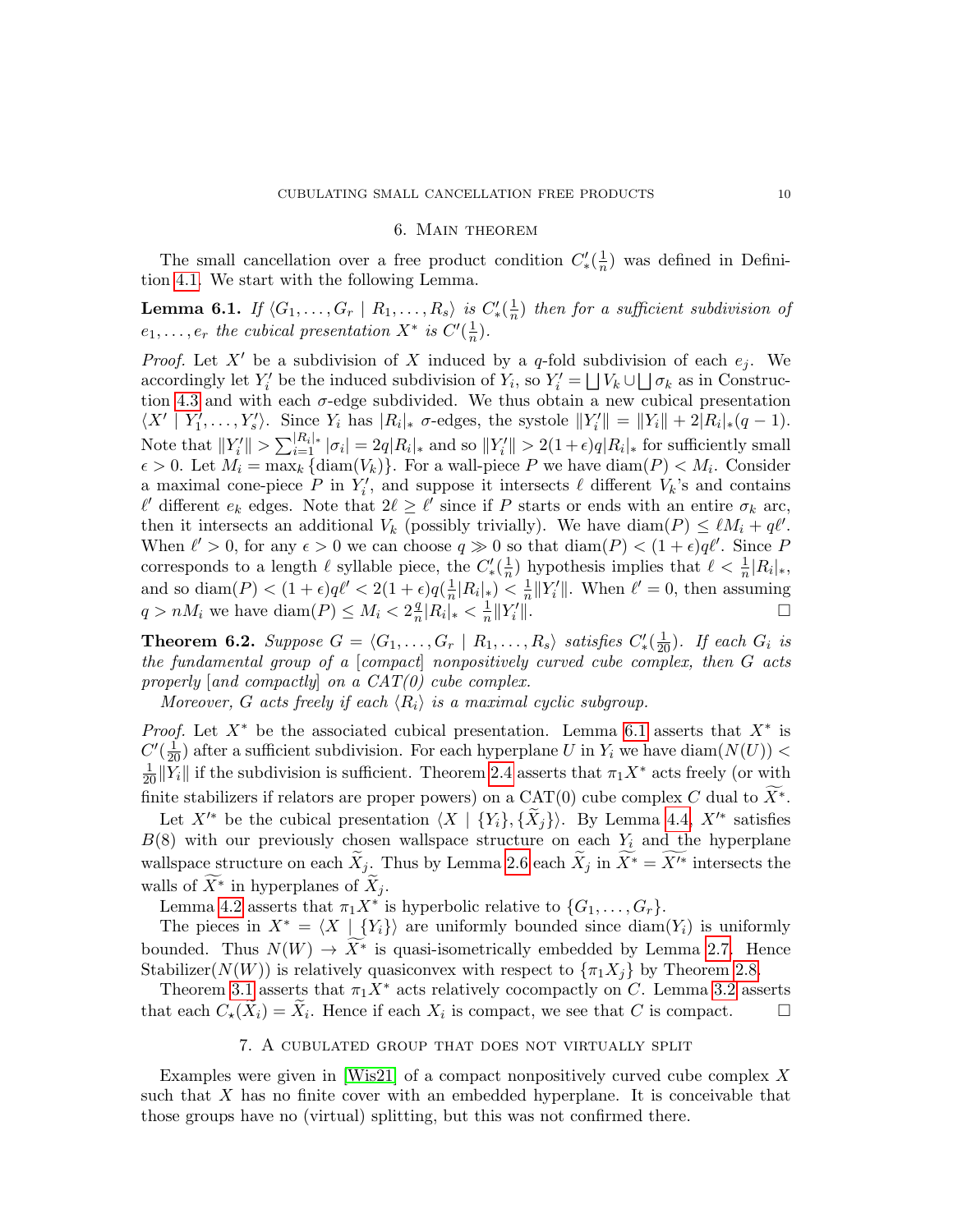## 6. Main theorem

The small cancellation over a free product condition $C'_*(\frac{1}{n})$ was defined in Definition 4.1. We start with the following Lemma.

**Lemma 6.1.** *If $\langle G_1, \ldots, G_r \mid R_1, \ldots, R_s\rangle$ is $C'_*(\frac{1}{n})$ then for a sufficient subdivision of $e_1, \ldots, e_r$ the cubical presentation $X^*$ is $C'(\frac{1}{n})$.*

*Proof.* Let $X'$ be a subdivision of $X$ induced by a $q$-fold subdivision of each $e_j$. We accordingly let $Y'_i$ be the induced subdivision of $Y_i$, so $Y'_i = \bigsqcup V_k \cup \bigsqcup \sigma_k$ as in Construction 4.3 and with each $\sigma$-edge subdivided. We thus obtain a new cubical presentation $\langle X' \mid Y'_1, \ldots, Y'_s\rangle$. Since $Y_i$ has $|R_i|_*$ $\sigma$-edges, the systole $\|Y'_i\| = \|Y_i\| + 2|R_i|_*(q-1)$. Note that $\|Y'_i\| > \sum_{i=1}^{|R_i|_*} |\sigma_i| = 2q|R_i|_*$ and so $\|Y'_i\| > 2(1+\epsilon)q|R_i|_*$ for sufficiently small $\epsilon > 0$. Let $M_i = \max_k \{\operatorname{diam}(V_k)\}$. For a wall-piece $P$ we have $\operatorname{diam}(P) < M_i$. Consider a maximal cone-piece $P$ in $Y'_i$, and suppose it intersects $\ell$ different $V_k$'s and contains $\ell'$ different $e_k$ edges. Note that $2\ell \geq \ell'$ since if $P$ starts or ends with an entire $\sigma_k$ arc, then it intersects an additional $V_k$ (possibly trivially). We have $\operatorname{diam}(P) \leq \ell M_i + q\ell'$. When $\ell' > 0$, for any $\epsilon > 0$ we can choose $q \gg 0$ so that $\operatorname{diam}(P) < (1+\epsilon)q\ell'$. Since $P$ corresponds to a length $\ell$ syllable piece, the $C'_*(\frac{1}{n})$ hypothesis implies that $\ell < \frac{1}{n}|R_i|_*$, and so $\operatorname{diam}(P) < (1+\epsilon)q\ell' < 2(1+\epsilon)q(\frac{1}{n}|R_i|_*) < \frac{1}{n}\|Y'_i\|$. When $\ell' = 0$, then assuming $q > nM_i$ we have $\operatorname{diam}(P) \leq M_i < 2\frac{q}{n}|R_i|_* < \frac{1}{n}\|Y'_i\|$. □

**Theorem 6.2.** *Suppose $G = \langle G_1, \ldots, G_r \mid R_1, \ldots, R_s\rangle$ satisfies $C'_*(\frac{1}{20})$. If each $G_i$ is the fundamental group of a [compact] nonpositively curved cube complex, then $G$ acts properly [and compactly] on a CAT(0) cube complex.*

*Moreover, $G$ acts freely if each $\langle R_i\rangle$ is a maximal cyclic subgroup.*

*Proof.* Let $X^*$ be the associated cubical presentation. Lemma 6.1 asserts that $X^*$ is $C'(\frac{1}{20})$ after a sufficient subdivision. For each hyperplane $U$ in $Y_i$ we have $\operatorname{diam}(N(U)) < \frac{1}{20}\|Y_i\|$ if the subdivision is sufficient. Theorem 2.4 asserts that $\pi_1 X^*$ acts freely (or with finite stabilizers if relators are proper powers) on a CAT(0) cube complex $C$ dual to $\widetilde{X^*}$.

Let $X'^*$ be the cubical presentation $\langle X \mid \{Y_i\}, \{\widetilde{X}_j\}\rangle$. By Lemma 4.4, $X'^*$ satisfies $B(8)$ with our previously chosen wallspace structure on each $Y_i$ and the hyperplane wallspace structure on each $\widetilde{X}_j$. Thus by Lemma 2.6 each $\widetilde{X}_j$ in $\widetilde{X^*} = \widetilde{X'^*}$ intersects the walls of $\widetilde{X^*}$ in hyperplanes of $\widetilde{X}_j$.

Lemma 4.2 asserts that $\pi_1 X^*$ is hyperbolic relative to $\{G_1, \ldots, G_r\}$.

The pieces in $X^* = \langle X \mid \{Y_i\}\rangle$ are uniformly bounded since $\operatorname{diam}(Y_i)$ is uniformly bounded. Thus $N(W) \to \widetilde{X^*}$ is quasi-isometrically embedded by Lemma 2.7. Hence $\operatorname{Stabilizer}(N(W))$ is relatively quasiconvex with respect to $\{\pi_1 X_j\}$ by Theorem 2.8.

Theorem 3.1 asserts that $\pi_1 X^*$ acts relatively cocompactly on $C$. Lemma 3.2 asserts that each $C_\star(\widetilde{X}_i) = \widetilde{X}_i$. Hence if each $X_i$ is compact, we see that $C$ is compact. □

## 7. A cubulated group that does not virtually split

Examples were given in [Wis21] of a compact nonpositively curved cube complex $X$ such that $X$ has no finite cover with an embedded hyperplane. It is conceivable that those groups have no (virtual) splitting, but this was not confirmed there.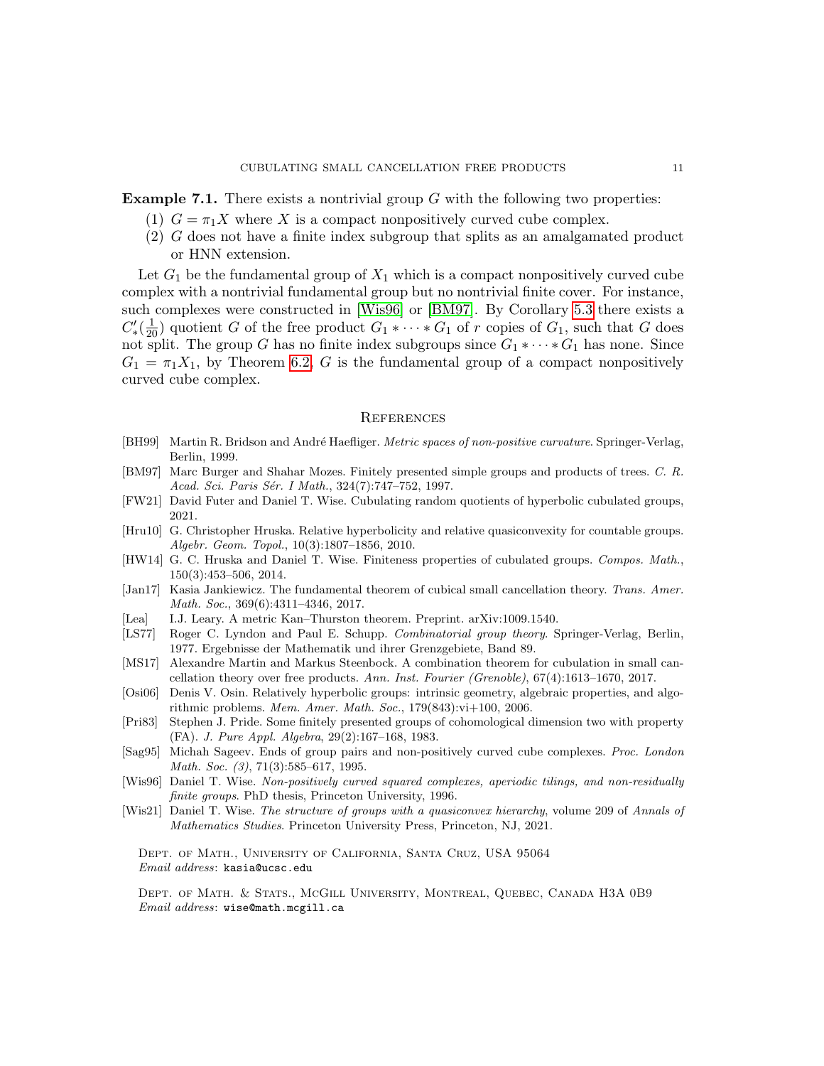**Example 7.1.** There exists a nontrivial group $G$ with the following two properties:

1. $G = \pi_1 X$ where $X$ is a compact nonpositively curved cube complex.
2. $G$ does not have a finite index subgroup that splits as an amalgamated product or HNN extension.

Let $G_1$ be the fundamental group of $X_1$ which is a compact nonpositively curved cube complex with a nontrivial fundamental group but no nontrivial finite cover. For instance, such complexes were constructed in [Wis96] or [BM97]. By Corollary 5.3 there exists a $C'_*(\frac{1}{20})$ quotient $G$ of the free product $G_1 * \cdots * G_1$ of $r$ copies of $G_1$, such that $G$ does not split. The group $G$ has no finite index subgroups since $G_1 * \cdots * G_1$ has none. Since $G_1 = \pi_1 X_1$, by Theorem 6.2, $G$ is the fundamental group of a compact nonpositively curved cube complex.

## References

[BH99] Martin R. Bridson and André Haefliger. *Metric spaces of non-positive curvature*. Springer-Verlag, Berlin, 1999.

[BM97] Marc Burger and Shahar Mozes. Finitely presented simple groups and products of trees. *C. R. Acad. Sci. Paris Sér. I Math.*, 324(7):747–752, 1997.

[FW21] David Futer and Daniel T. Wise. Cubulating random quotients of hyperbolic cubulated groups, 2021.

[Hru10] G. Christopher Hruska. Relative hyperbolicity and relative quasiconvexity for countable groups. *Algebr. Geom. Topol.*, 10(3):1807–1856, 2010.

[HW14] G. C. Hruska and Daniel T. Wise. Finiteness properties of cubulated groups. *Compos. Math.*, 150(3):453–506, 2014.

[Jan17] Kasia Jankiewicz. The fundamental theorem of cubical small cancellation theory. *Trans. Amer. Math. Soc.*, 369(6):4311–4346, 2017.

[Lea] I.J. Leary. A metric Kan–Thurston theorem. Preprint. arXiv:1009.1540.

[LS77] Roger C. Lyndon and Paul E. Schupp. *Combinatorial group theory*. Springer-Verlag, Berlin, 1977. Ergebnisse der Mathematik und ihrer Grenzgebiete, Band 89.

[MS17] Alexandre Martin and Markus Steenbock. A combination theorem for cubulation in small cancellation theory over free products. *Ann. Inst. Fourier (Grenoble)*, 67(4):1613–1670, 2017.

[Osi06] Denis V. Osin. Relatively hyperbolic groups: intrinsic geometry, algebraic properties, and algorithmic problems. *Mem. Amer. Math. Soc.*, 179(843):vi+100, 2006.

[Pri83] Stephen J. Pride. Some finitely presented groups of cohomological dimension two with property (FA). *J. Pure Appl. Algebra*, 29(2):167–168, 1983.

[Sag95] Michah Sageev. Ends of group pairs and non-positively curved cube complexes. *Proc. London Math. Soc. (3)*, 71(3):585–617, 1995.

[Wis96] Daniel T. Wise. *Non-positively curved squared complexes, aperiodic tilings, and non-residually finite groups*. PhD thesis, Princeton University, 1996.

[Wis21] Daniel T. Wise. *The structure of groups with a quasiconvex hierarchy*, volume 209 of *Annals of Mathematics Studies*. Princeton University Press, Princeton, NJ, 2021.

Dept. of Math., University of California, Santa Cruz, USA 95064
*Email address*: `kasia@ucsc.edu`

Dept. of Math. & Stats., McGill University, Montreal, Quebec, Canada H3A 0B9
*Email address*: `wise@math.mcgill.ca`